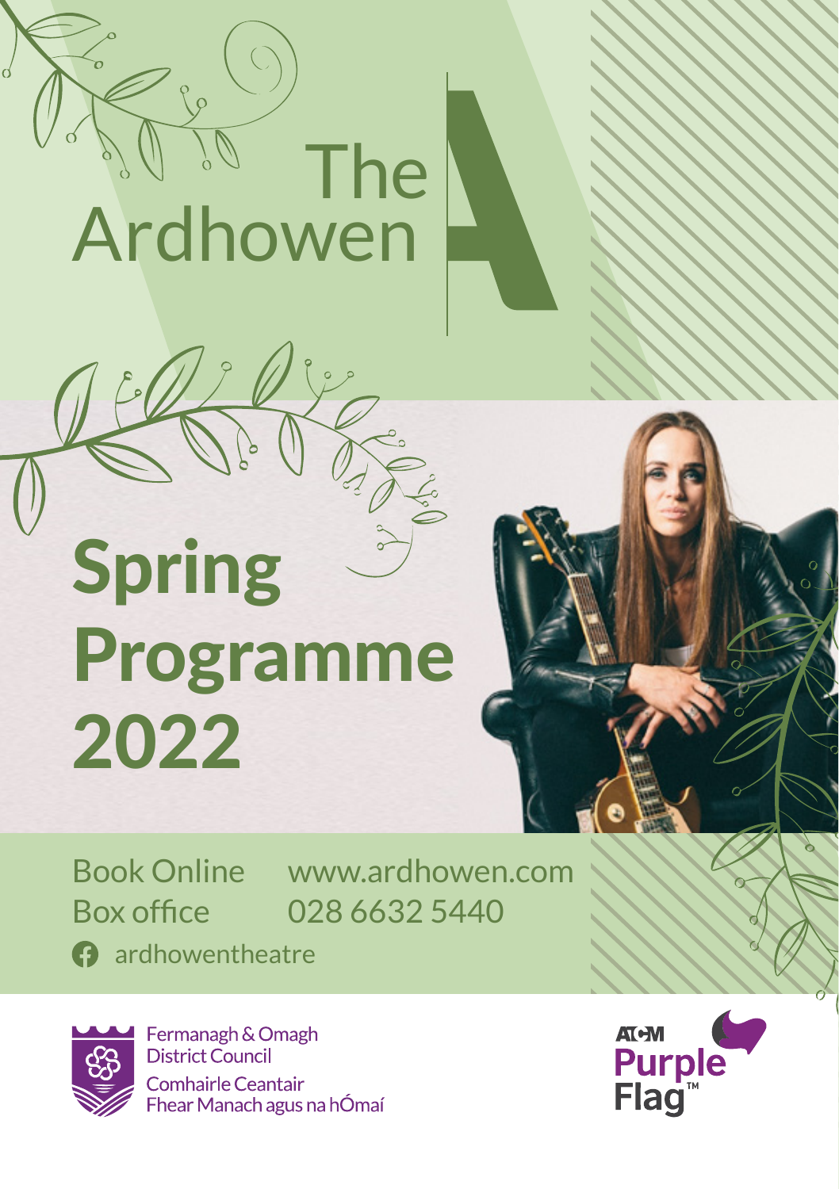# The Ardhowen

# Spring Programme 2022

Book Online www.ardhowen.com
Box office 028 6632 5440
ardhowentheatre

Fermanagh & Omagh District Council
Comhairle Ceantair Fhear Manach agus na hÓmaí

ATCM Purple Flag™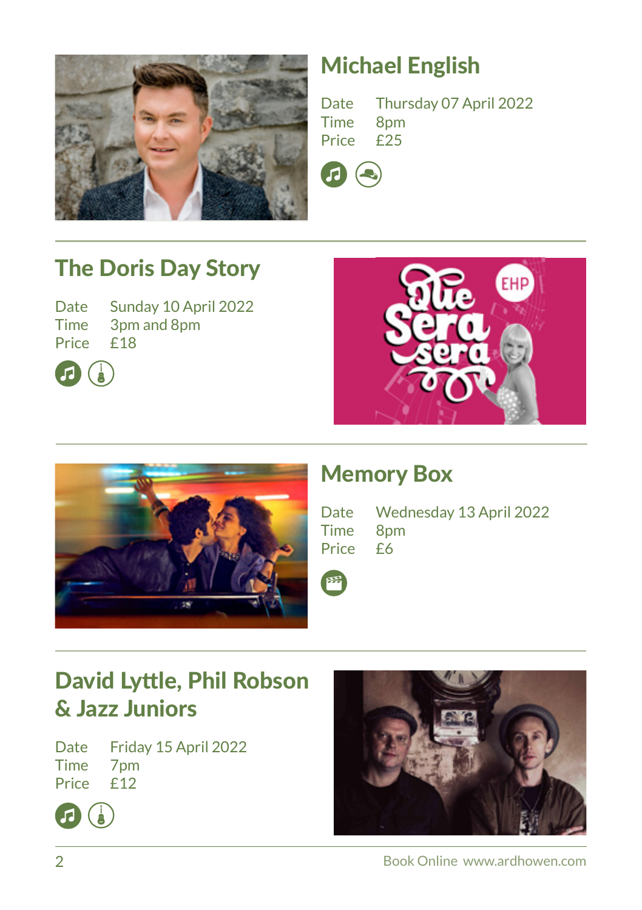## Michael English

Date Thursday 07 April 2022
Time 8pm
Price £25

## The Doris Day Story

Date Sunday 10 April 2022
Time 3pm and 8pm
Price £18

## Memory Box

Date Wednesday 13 April 2022
Time 8pm
Price £6

## David Lyttle, Phil Robson & Jazz Juniors

Date Friday 15 April 2022
Time 7pm
Price £12

Book Online www.ardhowen.com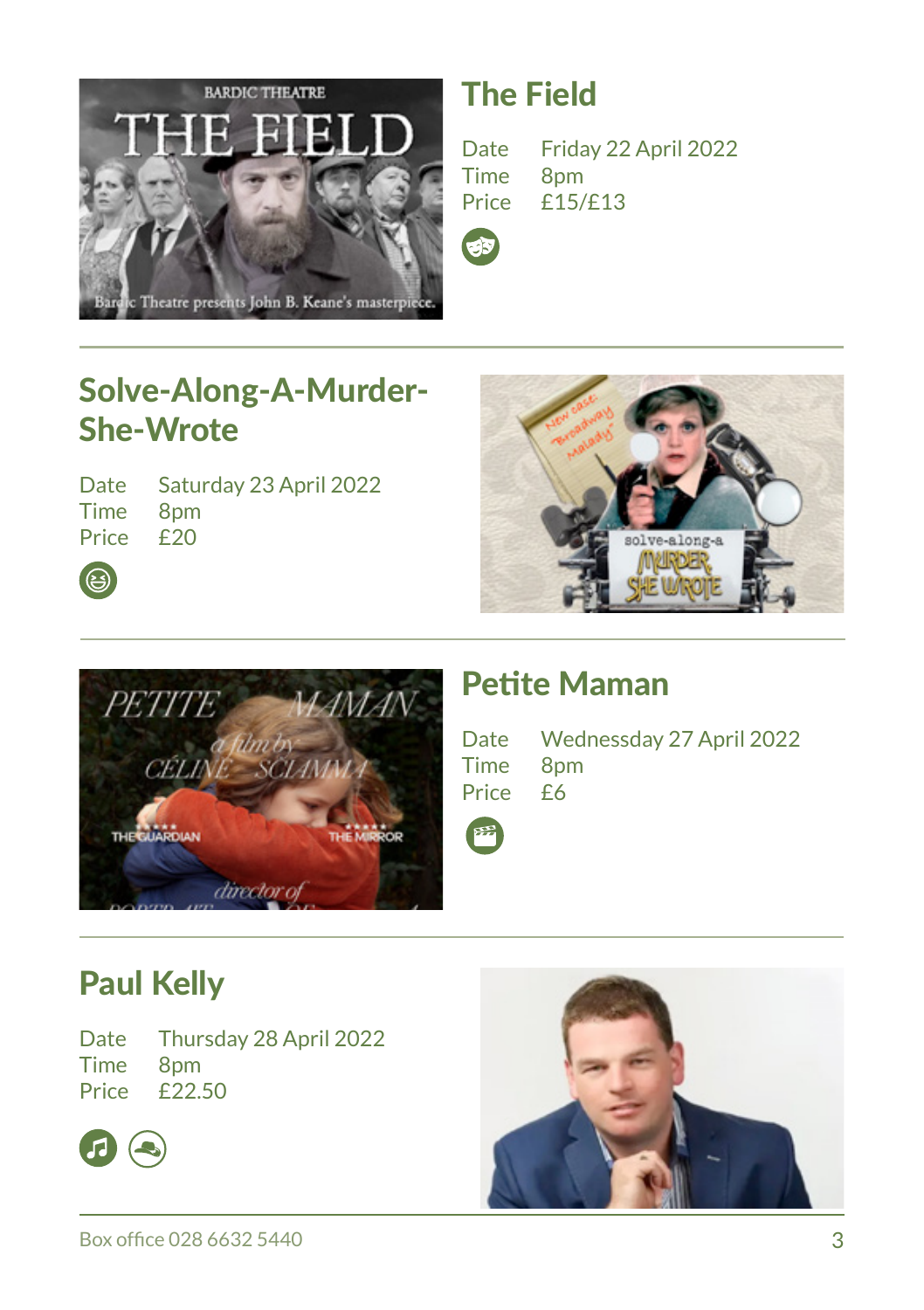## The Field

Date Friday 22 April 2022
Time 8pm
Price £15/£13

## Solve-Along-A-Murder-She-Wrote

Date Saturday 23 April 2022
Time 8pm
Price £20

## Petite Maman

Date Wednessday 27 April 2022
Time 8pm
Price £6

## Paul Kelly

Date Thursday 28 April 2022
Time 8pm
Price £22.50

Box office 028 6632 5440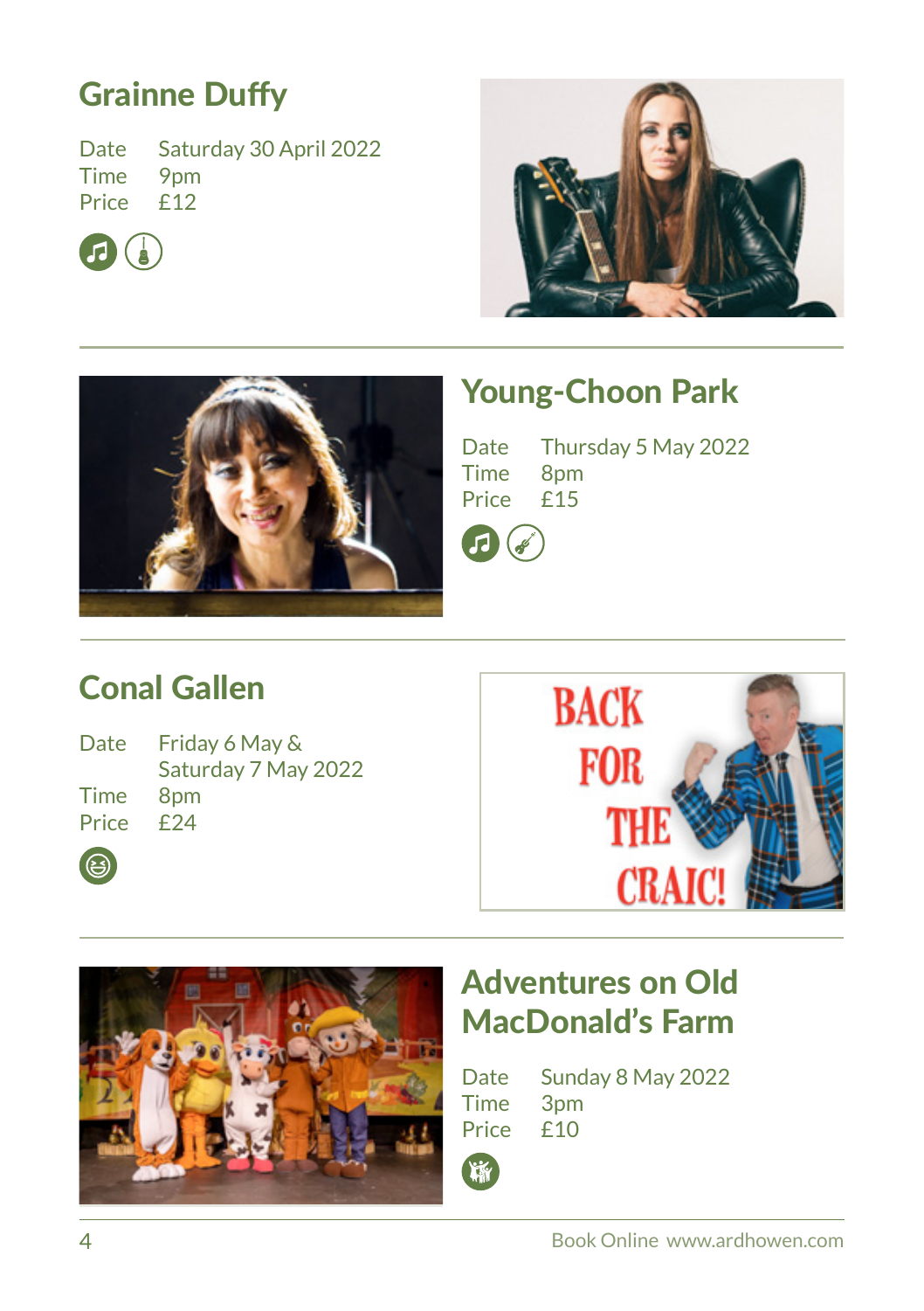## Grainne Duffy

Date Saturday 30 April 2022
Time 9pm
Price £12

## Young-Choon Park

Date Thursday 5 May 2022
Time 8pm
Price £15

## Conal Gallen

Date Friday 6 May & Saturday 7 May 2022
Time 8pm
Price £24

BACK FOR THE CRAIC!

## Adventures on Old MacDonald's Farm

Date Sunday 8 May 2022
Time 3pm
Price £10

Book Online www.ardhowen.com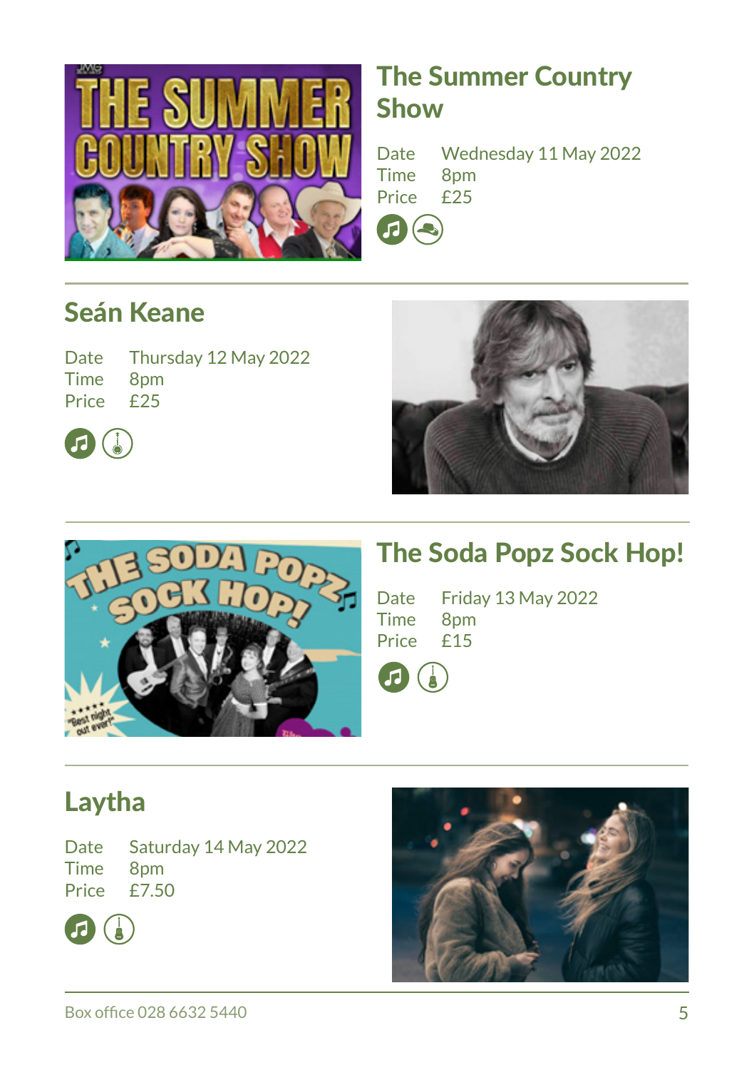## The Summer Country Show

Date Wednesday 11 May 2022
Time 8pm
Price £25

## Seán Keane

Date Thursday 12 May 2022
Time 8pm
Price £25

## The Soda Popz Sock Hop!

Date Friday 13 May 2022
Time 8pm
Price £15

## Laytha

Date Saturday 14 May 2022
Time 8pm
Price £7.50

Box office 028 6632 5440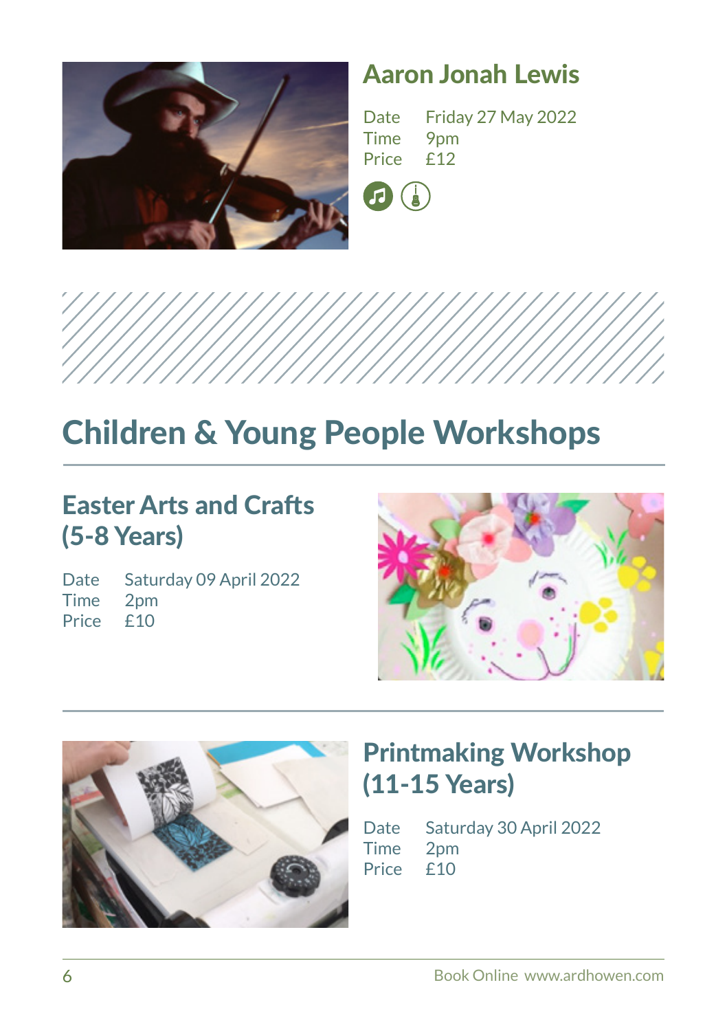## Aaron Jonah Lewis

Date Friday 27 May 2022
Time 9pm
Price £12

# Children & Young People Workshops

## Easter Arts and Crafts (5-8 Years)

Date Saturday 09 April 2022
Time 2pm
Price £10

## Printmaking Workshop (11-15 Years)

Date Saturday 30 April 2022
Time 2pm
Price £10

Book Online www.ardhowen.com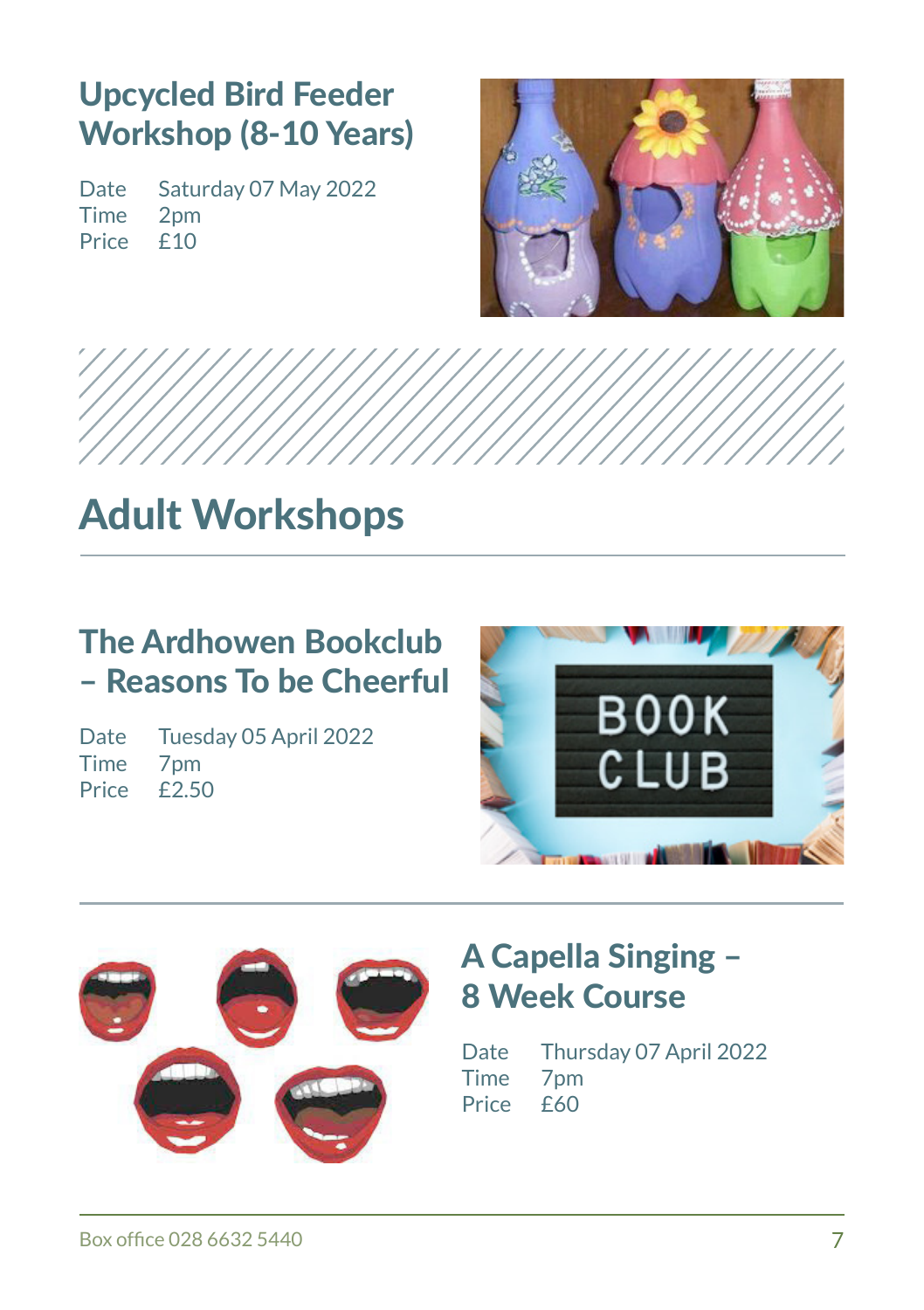### Upcycled Bird Feeder Workshop (8-10 Years)

Date Saturday 07 May 2022
Time 2pm
Price £10

## Adult Workshops

### The Ardhowen Bookclub – Reasons To be Cheerful

Date Tuesday 05 April 2022
Time 7pm
Price £2.50

### A Capella Singing – 8 Week Course

Date Thursday 07 April 2022
Time 7pm
Price £60

Box office 028 6632 5440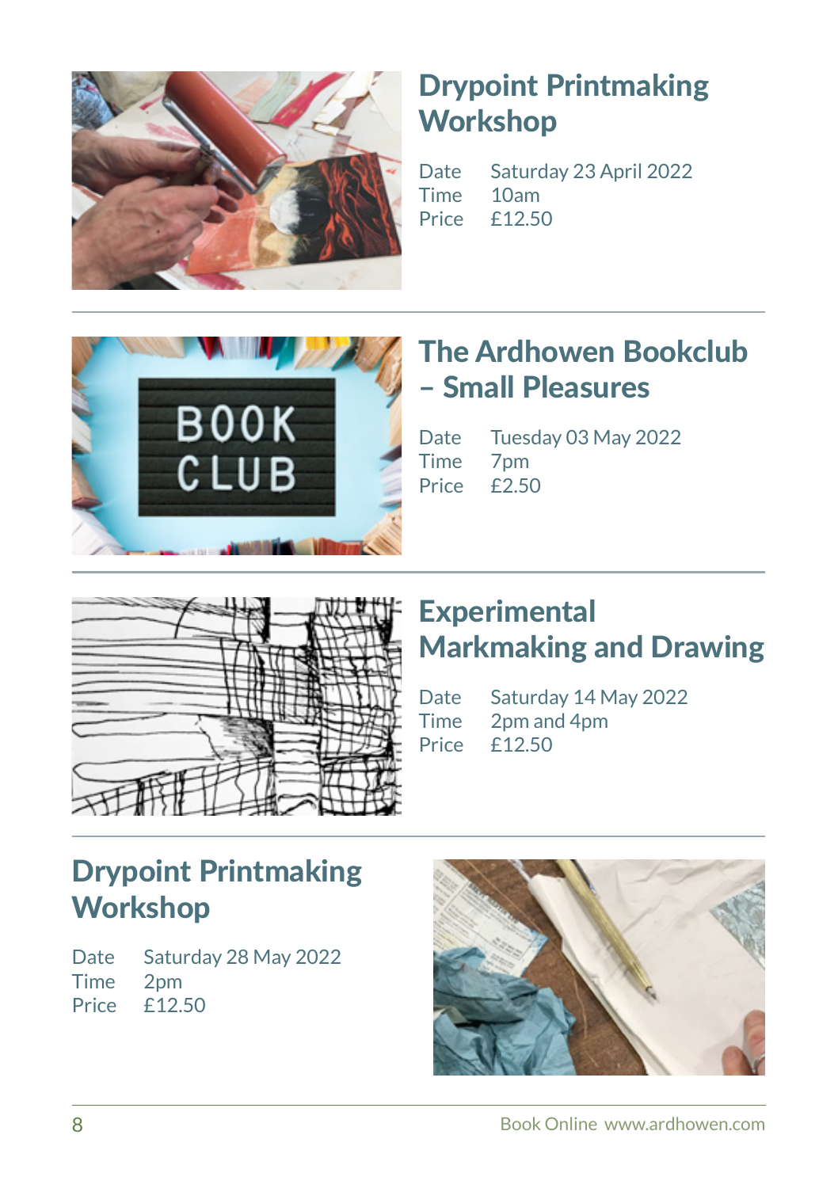## Drypoint Printmaking Workshop

Date Saturday 23 April 2022
Time 10am
Price £12.50

## The Ardhowen Bookclub – Small Pleasures

Date Tuesday 03 May 2022
Time 7pm
Price £2.50

## Experimental Markmaking and Drawing

Date Saturday 14 May 2022
Time 2pm and 4pm
Price £12.50

## Drypoint Printmaking Workshop

Date Saturday 28 May 2022
Time 2pm
Price £12.50

Book Online www.ardhowen.com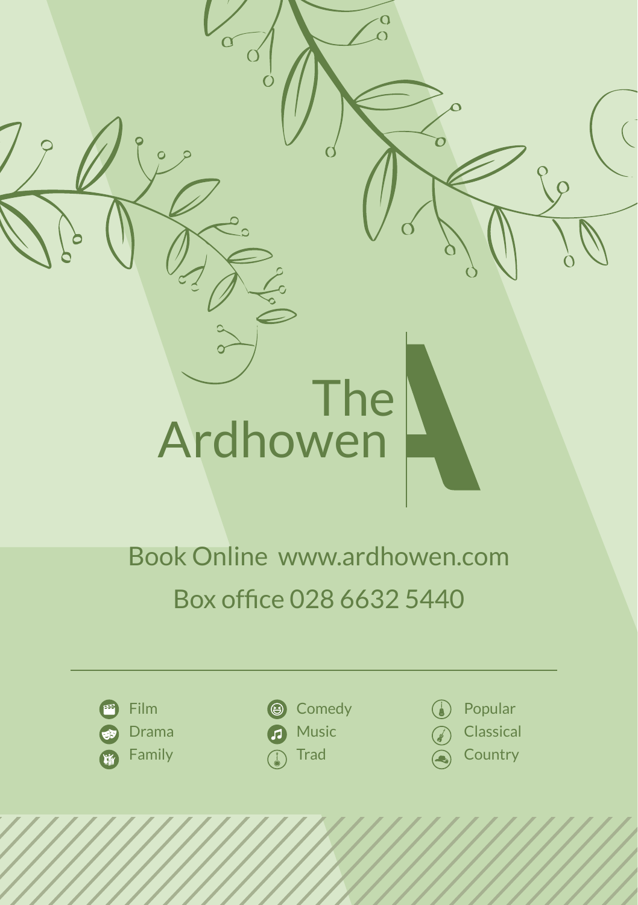# The Ardhowen

Book Online www.ardhowen.com

Box office 028 6632 5440

---

- Film
- Drama
- Family
- Comedy
- Music
- Trad
- Popular
- Classical
- Country